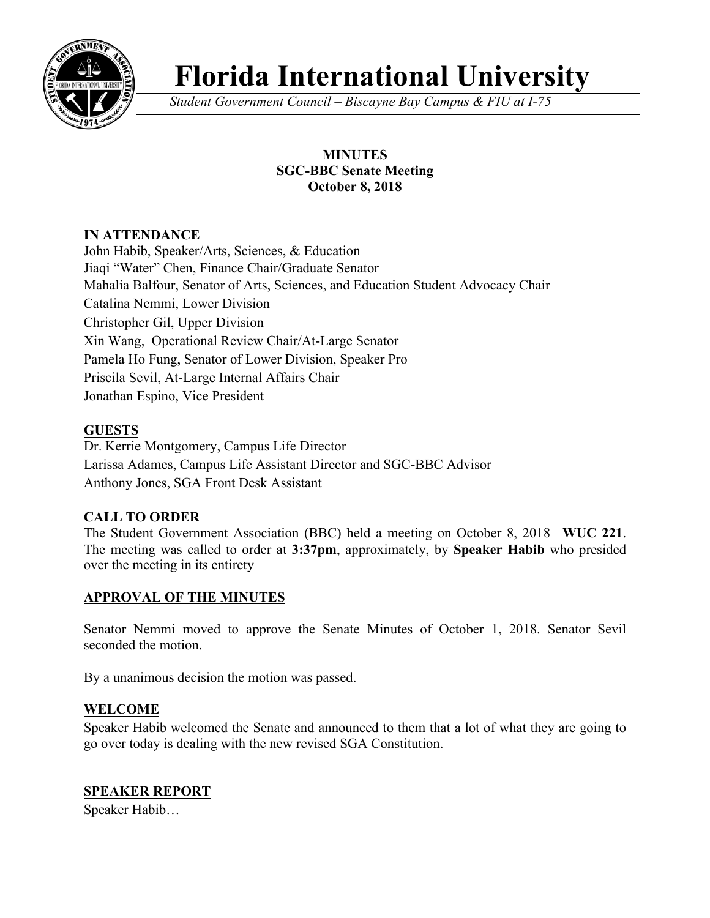# Florida International University

*Student Government Council – Biscayne Bay Campus & FIU at I-75*

**MINUTES**
**SGC-BBC Senate Meeting**
**October 8, 2018**

## IN ATTENDANCE

John Habib, Speaker/Arts, Sciences, & Education
Jiaqi "Water" Chen, Finance Chair/Graduate Senator
Mahalia Balfour, Senator of Arts, Sciences, and Education Student Advocacy Chair
Catalina Nemmi, Lower Division
Christopher Gil, Upper Division
Xin Wang, Operational Review Chair/At-Large Senator
Pamela Ho Fung, Senator of Lower Division, Speaker Pro
Priscila Sevil, At-Large Internal Affairs Chair
Jonathan Espino, Vice President

## GUESTS

Dr. Kerrie Montgomery, Campus Life Director
Larissa Adames, Campus Life Assistant Director and SGC-BBC Advisor
Anthony Jones, SGA Front Desk Assistant

## CALL TO ORDER

The Student Government Association (BBC) held a meeting on October 8, 2018– **WUC 221**. The meeting was called to order at **3:37pm**, approximately, by **Speaker Habib** who presided over the meeting in its entirety

## APPROVAL OF THE MINUTES

Senator Nemmi moved to approve the Senate Minutes of October 1, 2018. Senator Sevil seconded the motion.

By a unanimous decision the motion was passed.

## WELCOME

Speaker Habib welcomed the Senate and announced to them that a lot of what they are going to go over today is dealing with the new revised SGA Constitution.

## SPEAKER REPORT

Speaker Habib…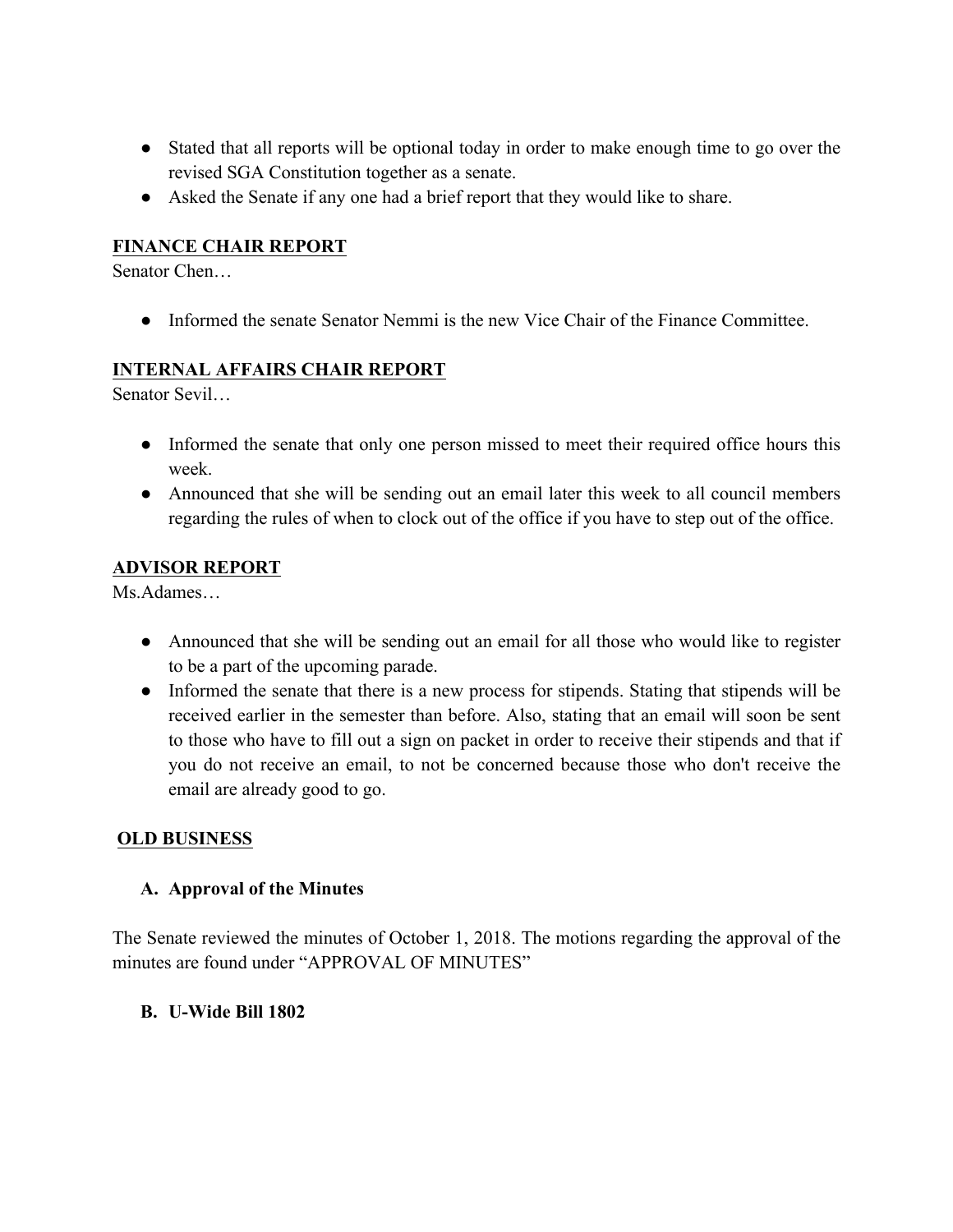- Stated that all reports will be optional today in order to make enough time to go over the revised SGA Constitution together as a senate.
- Asked the Senate if any one had a brief report that they would like to share.

**FINANCE CHAIR REPORT**

Senator Chen…

- Informed the senate Senator Nemmi is the new Vice Chair of the Finance Committee.

**INTERNAL AFFAIRS CHAIR REPORT**

Senator Sevil…

- Informed the senate that only one person missed to meet their required office hours this week.
- Announced that she will be sending out an email later this week to all council members regarding the rules of when to clock out of the office if you have to step out of the office.

**ADVISOR REPORT**

Ms.Adames…

- Announced that she will be sending out an email for all those who would like to register to be a part of the upcoming parade.
- Informed the senate that there is a new process for stipends. Stating that stipends will be received earlier in the semester than before. Also, stating that an email will soon be sent to those who have to fill out a sign on packet in order to receive their stipends and that if you do not receive an email, to not be concerned because those who don't receive the email are already good to go.

**OLD BUSINESS**

**A. Approval of the Minutes**

The Senate reviewed the minutes of October 1, 2018. The motions regarding the approval of the minutes are found under "APPROVAL OF MINUTES"

**B. U-Wide Bill 1802**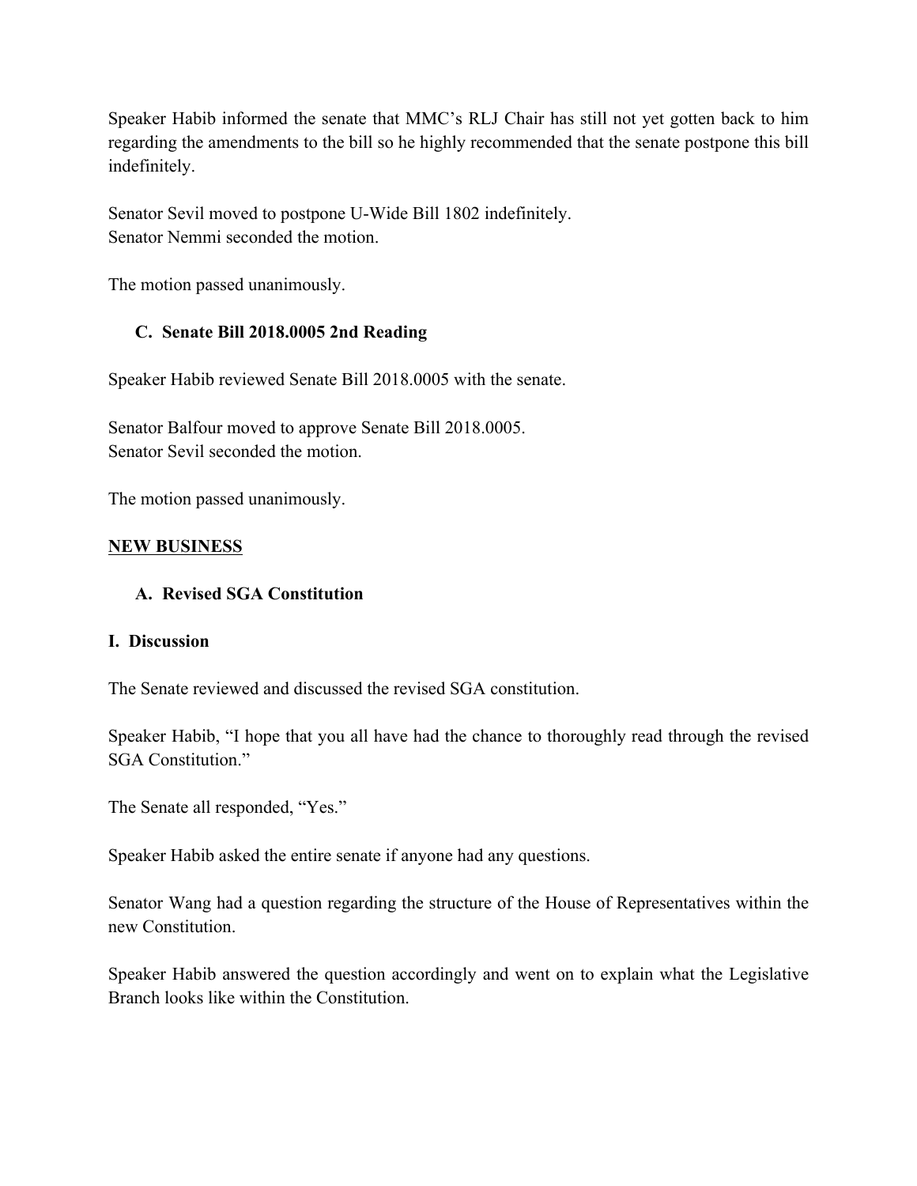Speaker Habib informed the senate that MMC's RLJ Chair has still not yet gotten back to him regarding the amendments to the bill so he highly recommended that the senate postpone this bill indefinitely.

Senator Sevil moved to postpone U-Wide Bill 1802 indefinitely.
Senator Nemmi seconded the motion.

The motion passed unanimously.

### C. Senate Bill 2018.0005 2nd Reading

Speaker Habib reviewed Senate Bill 2018.0005 with the senate.

Senator Balfour moved to approve Senate Bill 2018.0005.
Senator Sevil seconded the motion.

The motion passed unanimously.

## NEW BUSINESS

### A. Revised SGA Constitution

#### I. Discussion

The Senate reviewed and discussed the revised SGA constitution.

Speaker Habib, "I hope that you all have had the chance to thoroughly read through the revised SGA Constitution."

The Senate all responded, "Yes."

Speaker Habib asked the entire senate if anyone had any questions.

Senator Wang had a question regarding the structure of the House of Representatives within the new Constitution.

Speaker Habib answered the question accordingly and went on to explain what the Legislative Branch looks like within the Constitution.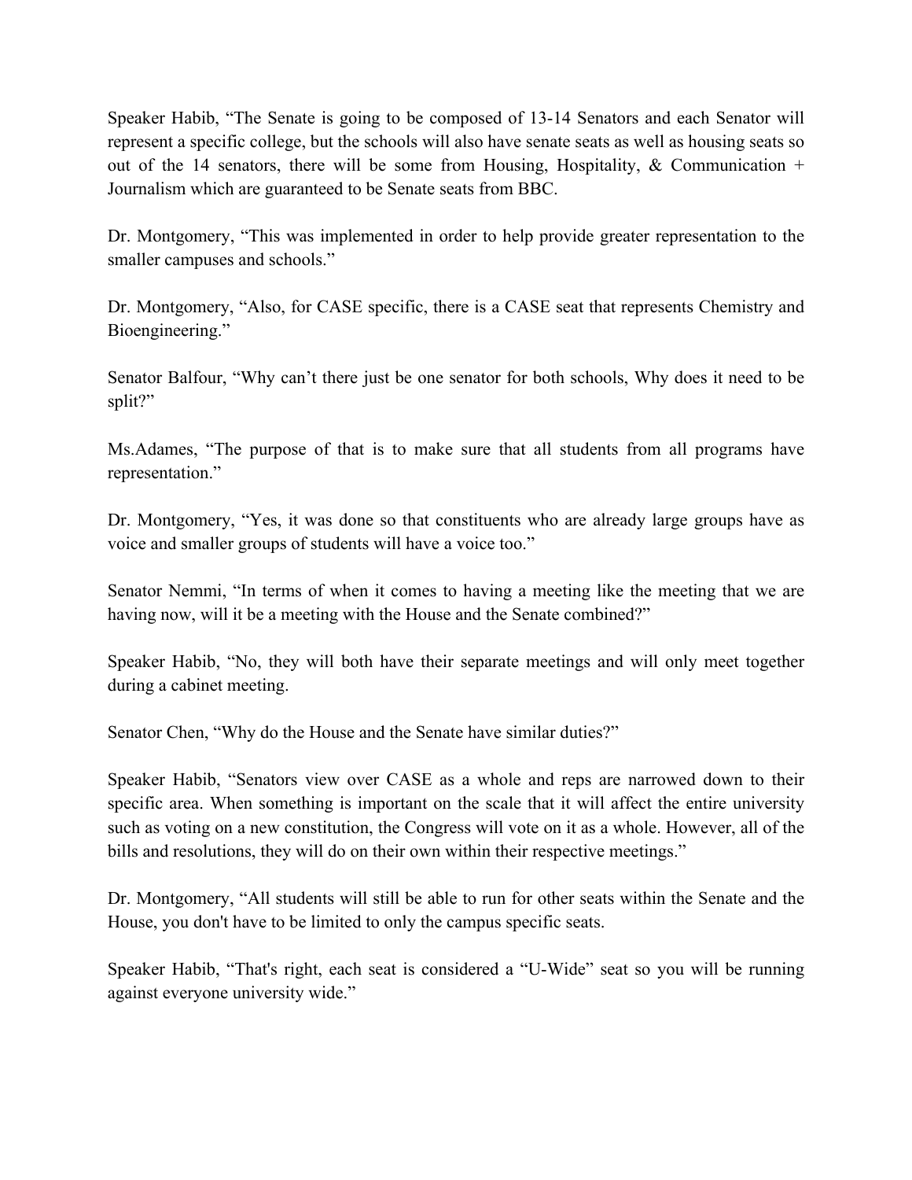Speaker Habib, “The Senate is going to be composed of 13-14 Senators and each Senator will represent a specific college, but the schools will also have senate seats as well as housing seats so out of the 14 senators, there will be some from Housing, Hospitality, & Communication + Journalism which are guaranteed to be Senate seats from BBC.

Dr. Montgomery, “This was implemented in order to help provide greater representation to the smaller campuses and schools.”

Dr. Montgomery, “Also, for CASE specific, there is a CASE seat that represents Chemistry and Bioengineering.”

Senator Balfour, “Why can’t there just be one senator for both schools, Why does it need to be split?”

Ms.Adames, “The purpose of that is to make sure that all students from all programs have representation.”

Dr. Montgomery, “Yes, it was done so that constituents who are already large groups have as voice and smaller groups of students will have a voice too.”

Senator Nemmi, “In terms of when it comes to having a meeting like the meeting that we are having now, will it be a meeting with the House and the Senate combined?”

Speaker Habib, “No, they will both have their separate meetings and will only meet together during a cabinet meeting.

Senator Chen, “Why do the House and the Senate have similar duties?”

Speaker Habib, “Senators view over CASE as a whole and reps are narrowed down to their specific area. When something is important on the scale that it will affect the entire university such as voting on a new constitution, the Congress will vote on it as a whole. However, all of the bills and resolutions, they will do on their own within their respective meetings.”

Dr. Montgomery, “All students will still be able to run for other seats within the Senate and the House, you don't have to be limited to only the campus specific seats.

Speaker Habib, “That's right, each seat is considered a “U-Wide” seat so you will be running against everyone university wide.”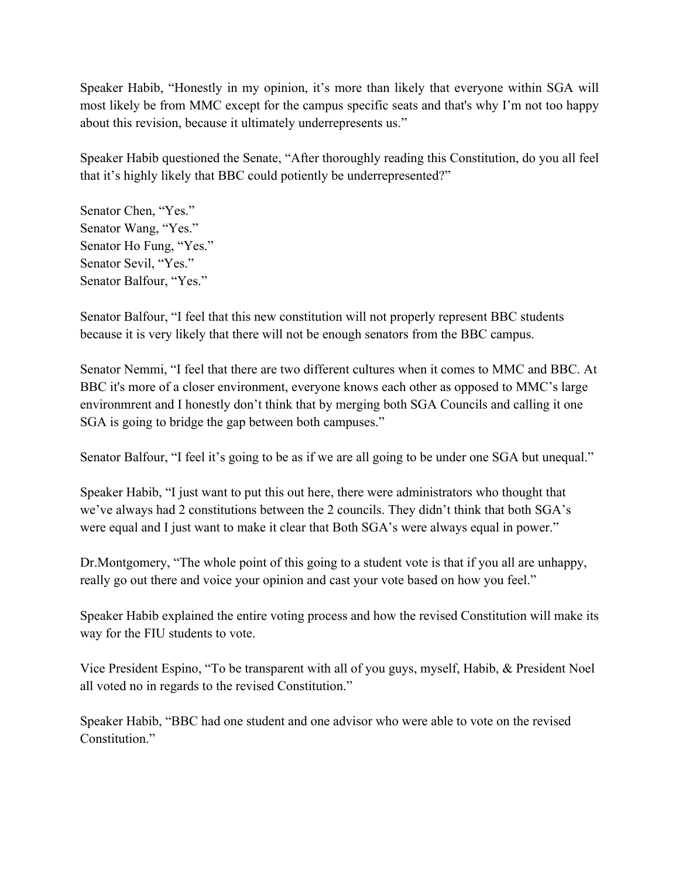Speaker Habib, "Honestly in my opinion, it's more than likely that everyone within SGA will most likely be from MMC except for the campus specific seats and that's why I'm not too happy about this revision, because it ultimately underrepresents us."

Speaker Habib questioned the Senate, "After thoroughly reading this Constitution, do you all feel that it's highly likely that BBC could potiently be underrepresented?"

Senator Chen, "Yes."
Senator Wang, "Yes."
Senator Ho Fung, "Yes."
Senator Sevil, "Yes."
Senator Balfour, "Yes."

Senator Balfour, "I feel that this new constitution will not properly represent BBC students because it is very likely that there will not be enough senators from the BBC campus.

Senator Nemmi, "I feel that there are two different cultures when it comes to MMC and BBC. At BBC it's more of a closer environment, everyone knows each other as opposed to MMC's large environmrent and I honestly don't think that by merging both SGA Councils and calling it one SGA is going to bridge the gap between both campuses."

Senator Balfour, "I feel it's going to be as if we are all going to be under one SGA but unequal."

Speaker Habib, "I just want to put this out here, there were administrators who thought that we've always had 2 constitutions between the 2 councils. They didn't think that both SGA's were equal and I just want to make it clear that Both SGA's were always equal in power."

Dr.Montgomery, "The whole point of this going to a student vote is that if you all are unhappy, really go out there and voice your opinion and cast your vote based on how you feel."

Speaker Habib explained the entire voting process and how the revised Constitution will make its way for the FIU students to vote.

Vice President Espino, "To be transparent with all of you guys, myself, Habib, & President Noel all voted no in regards to the revised Constitution."

Speaker Habib, "BBC had one student and one advisor who were able to vote on the revised Constitution."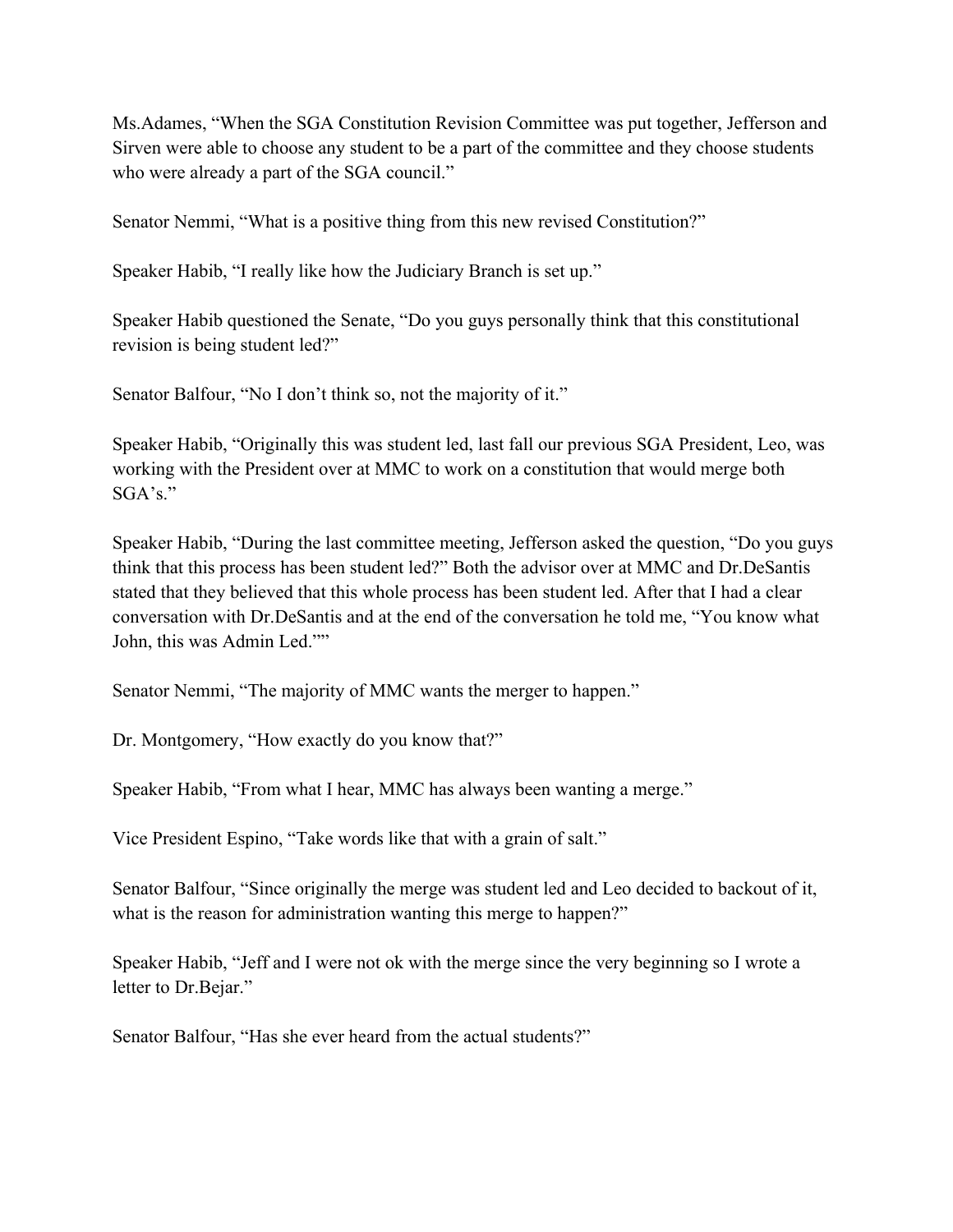Ms.Adames, "When the SGA Constitution Revision Committee was put together, Jefferson and Sirven were able to choose any student to be a part of the committee and they choose students who were already a part of the SGA council."

Senator Nemmi, "What is a positive thing from this new revised Constitution?"

Speaker Habib, "I really like how the Judiciary Branch is set up."

Speaker Habib questioned the Senate, "Do you guys personally think that this constitutional revision is being student led?"

Senator Balfour, "No I don't think so, not the majority of it."

Speaker Habib, "Originally this was student led, last fall our previous SGA President, Leo, was working with the President over at MMC to work on a constitution that would merge both SGA's."

Speaker Habib, "During the last committee meeting, Jefferson asked the question, "Do you guys think that this process has been student led?" Both the advisor over at MMC and Dr.DeSantis stated that they believed that this whole process has been student led. After that I had a clear conversation with Dr.DeSantis and at the end of the conversation he told me, "You know what John, this was Admin Led.""

Senator Nemmi, "The majority of MMC wants the merger to happen."

Dr. Montgomery, "How exactly do you know that?"

Speaker Habib, "From what I hear, MMC has always been wanting a merge."

Vice President Espino, "Take words like that with a grain of salt."

Senator Balfour, "Since originally the merge was student led and Leo decided to backout of it, what is the reason for administration wanting this merge to happen?"

Speaker Habib, "Jeff and I were not ok with the merge since the very beginning so I wrote a letter to Dr.Bejar."

Senator Balfour, "Has she ever heard from the actual students?"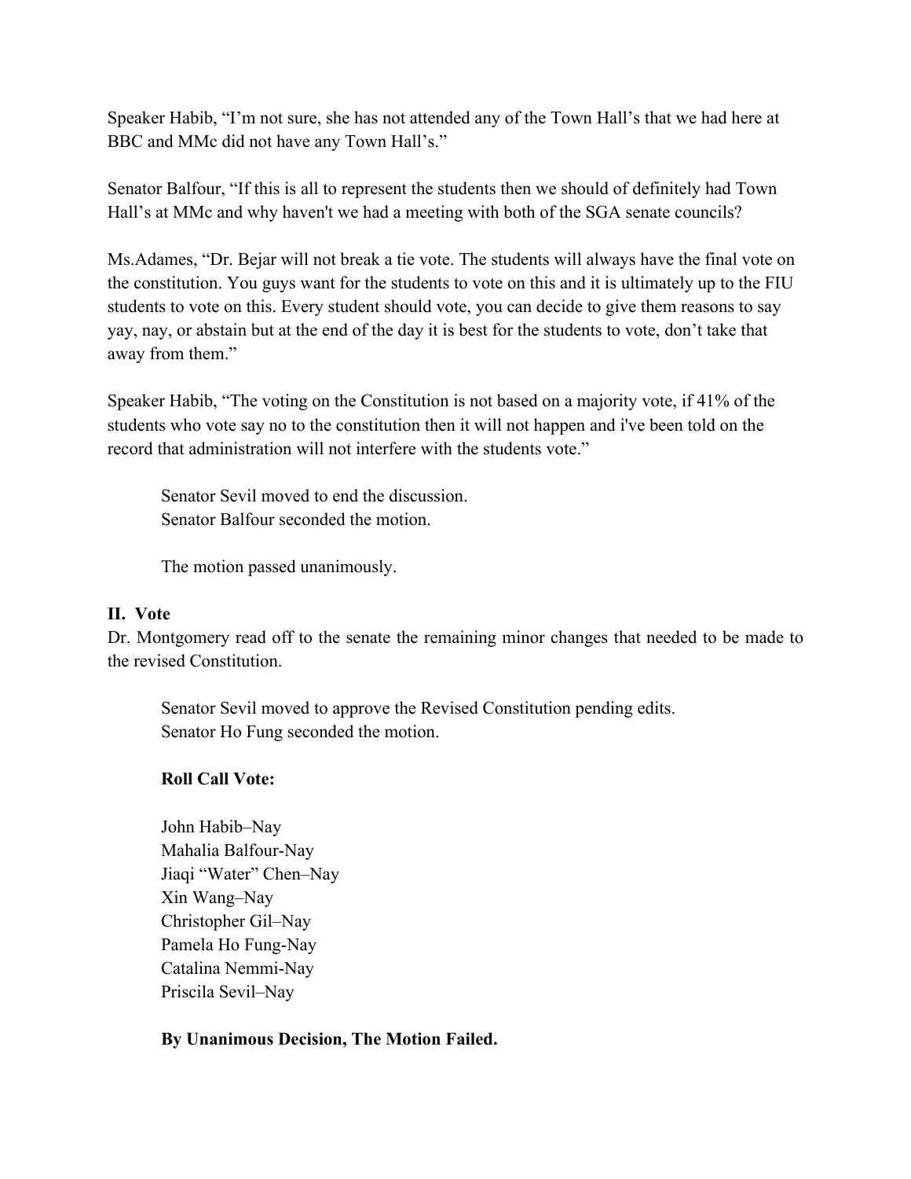Speaker Habib, "I'm not sure, she has not attended any of the Town Hall's that we had here at BBC and MMc did not have any Town Hall's."

Senator Balfour, "If this is all to represent the students then we should of definitely had Town Hall's at MMc and why haven't we had a meeting with both of the SGA senate councils?

Ms.Adames, "Dr. Bejar will not break a tie vote. The students will always have the final vote on the constitution. You guys want for the students to vote on this and it is ultimately up to the FIU students to vote on this. Every student should vote, you can decide to give them reasons to say yay, nay, or abstain but at the end of the day it is best for the students to vote, don't take that away from them."

Speaker Habib, "The voting on the Constitution is not based on a majority vote, if 41% of the students who vote say no to the constitution then it will not happen and i've been told on the record that administration will not interfere with the students vote."

> Senator Sevil moved to end the discussion.
> Senator Balfour seconded the motion.
>
> The motion passed unanimously.

## II. Vote

Dr. Montgomery read off to the senate the remaining minor changes that needed to be made to the revised Constitution.

> Senator Sevil moved to approve the Revised Constitution pending edits.
> Senator Ho Fung seconded the motion.
>
> **Roll Call Vote:**
>
> John Habib–Nay
> Mahalia Balfour-Nay
> Jiaqi "Water" Chen–Nay
> Xin Wang–Nay
> Christopher Gil–Nay
> Pamela Ho Fung-Nay
> Catalina Nemmi-Nay
> Priscila Sevil–Nay
>
> **By Unanimous Decision, The Motion Failed.**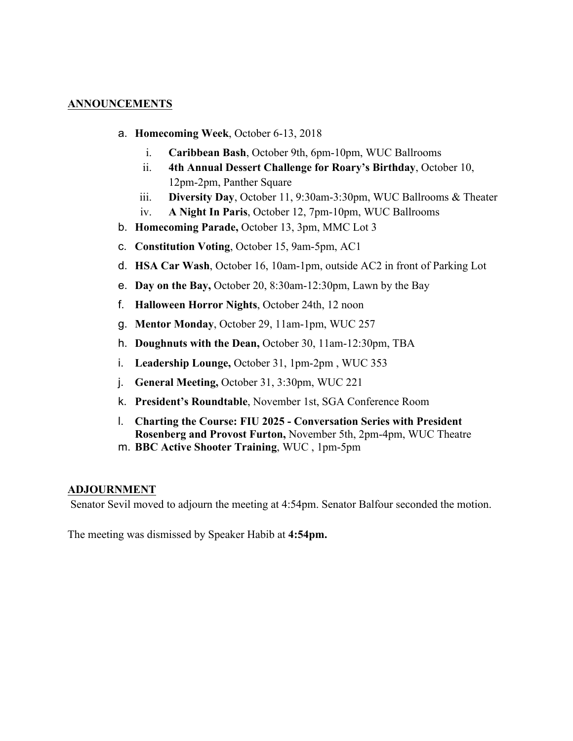## ANNOUNCEMENTS

a. **Homecoming Week**, October 6-13, 2018
   i. **Caribbean Bash**, October 9th, 6pm-10pm, WUC Ballrooms
   ii. **4th Annual Dessert Challenge for Roary's Birthday**, October 10, 12pm-2pm, Panther Square
   iii. **Diversity Day**, October 11, 9:30am-3:30pm, WUC Ballrooms & Theater
   iv. **A Night In Paris**, October 12, 7pm-10pm, WUC Ballrooms

b. **Homecoming Parade,** October 13, 3pm, MMC Lot 3

c. **Constitution Voting**, October 15, 9am-5pm, AC1

d. **HSA Car Wash**, October 16, 10am-1pm, outside AC2 in front of Parking Lot

e. **Day on the Bay,** October 20, 8:30am-12:30pm, Lawn by the Bay

f. **Halloween Horror Nights**, October 24th, 12 noon

g. **Mentor Monday**, October 29, 11am-1pm, WUC 257

h. **Doughnuts with the Dean,** October 30, 11am-12:30pm, TBA

i. **Leadership Lounge,** October 31, 1pm-2pm , WUC 353

j. **General Meeting,** October 31, 3:30pm, WUC 221

k. **President's Roundtable**, November 1st, SGA Conference Room

l. **Charting the Course: FIU 2025 - Conversation Series with President Rosenberg and Provost Furton,** November 5th, 2pm-4pm, WUC Theatre

m. **BBC Active Shooter Training**, WUC , 1pm-5pm

## ADJOURNMENT

Senator Sevil moved to adjourn the meeting at 4:54pm. Senator Balfour seconded the motion.

The meeting was dismissed by Speaker Habib at **4:54pm.**